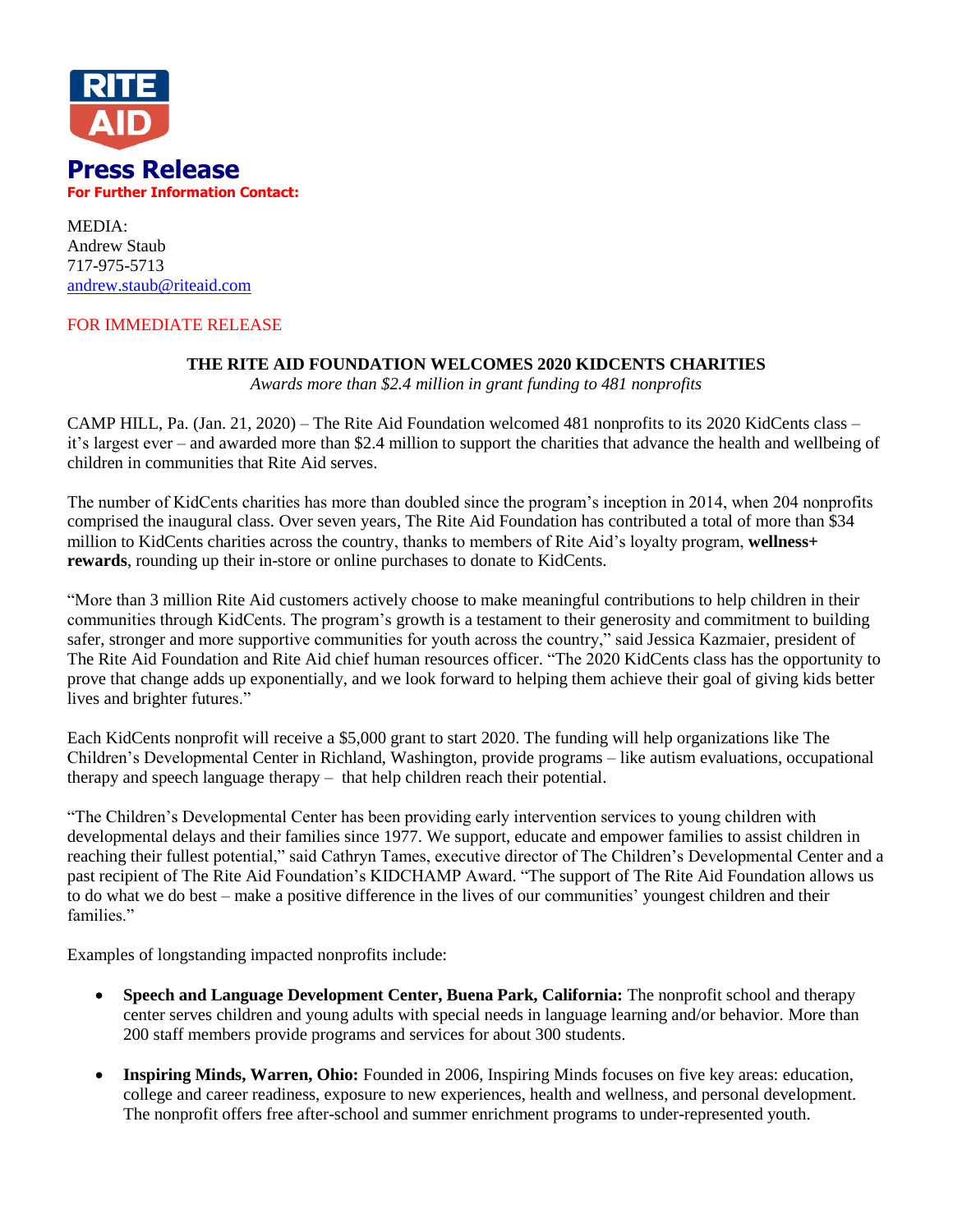RITE AID

# Press Release

**For Further Information Contact:**

MEDIA:
Andrew Staub
717-975-5713
andrew.staub@riteaid.com

FOR IMMEDIATE RELEASE

## THE RITE AID FOUNDATION WELCOMES 2020 KIDCENTS CHARITIES

*Awards more than $2.4 million in grant funding to 481 nonprofits*

CAMP HILL, Pa. (Jan. 21, 2020) – The Rite Aid Foundation welcomed 481 nonprofits to its 2020 KidCents class – it's largest ever – and awarded more than $2.4 million to support the charities that advance the health and wellbeing of children in communities that Rite Aid serves.

The number of KidCents charities has more than doubled since the program's inception in 2014, when 204 nonprofits comprised the inaugural class. Over seven years, The Rite Aid Foundation has contributed a total of more than $34 million to KidCents charities across the country, thanks to members of Rite Aid's loyalty program, **wellness+ rewards**, rounding up their in-store or online purchases to donate to KidCents.

"More than 3 million Rite Aid customers actively choose to make meaningful contributions to help children in their communities through KidCents. The program's growth is a testament to their generosity and commitment to building safer, stronger and more supportive communities for youth across the country," said Jessica Kazmaier, president of The Rite Aid Foundation and Rite Aid chief human resources officer. "The 2020 KidCents class has the opportunity to prove that change adds up exponentially, and we look forward to helping them achieve their goal of giving kids better lives and brighter futures."

Each KidCents nonprofit will receive a $5,000 grant to start 2020. The funding will help organizations like The Children's Developmental Center in Richland, Washington, provide programs – like autism evaluations, occupational therapy and speech language therapy – that help children reach their potential.

"The Children's Developmental Center has been providing early intervention services to young children with developmental delays and their families since 1977. We support, educate and empower families to assist children in reaching their fullest potential," said Cathryn Tames, executive director of The Children's Developmental Center and a past recipient of The Rite Aid Foundation's KIDCHAMP Award. "The support of The Rite Aid Foundation allows us to do what we do best – make a positive difference in the lives of our communities' youngest children and their families."

Examples of longstanding impacted nonprofits include:

- **Speech and Language Development Center, Buena Park, California:** The nonprofit school and therapy center serves children and young adults with special needs in language learning and/or behavior. More than 200 staff members provide programs and services for about 300 students.
- **Inspiring Minds, Warren, Ohio:** Founded in 2006, Inspiring Minds focuses on five key areas: education, college and career readiness, exposure to new experiences, health and wellness, and personal development. The nonprofit offers free after-school and summer enrichment programs to under-represented youth.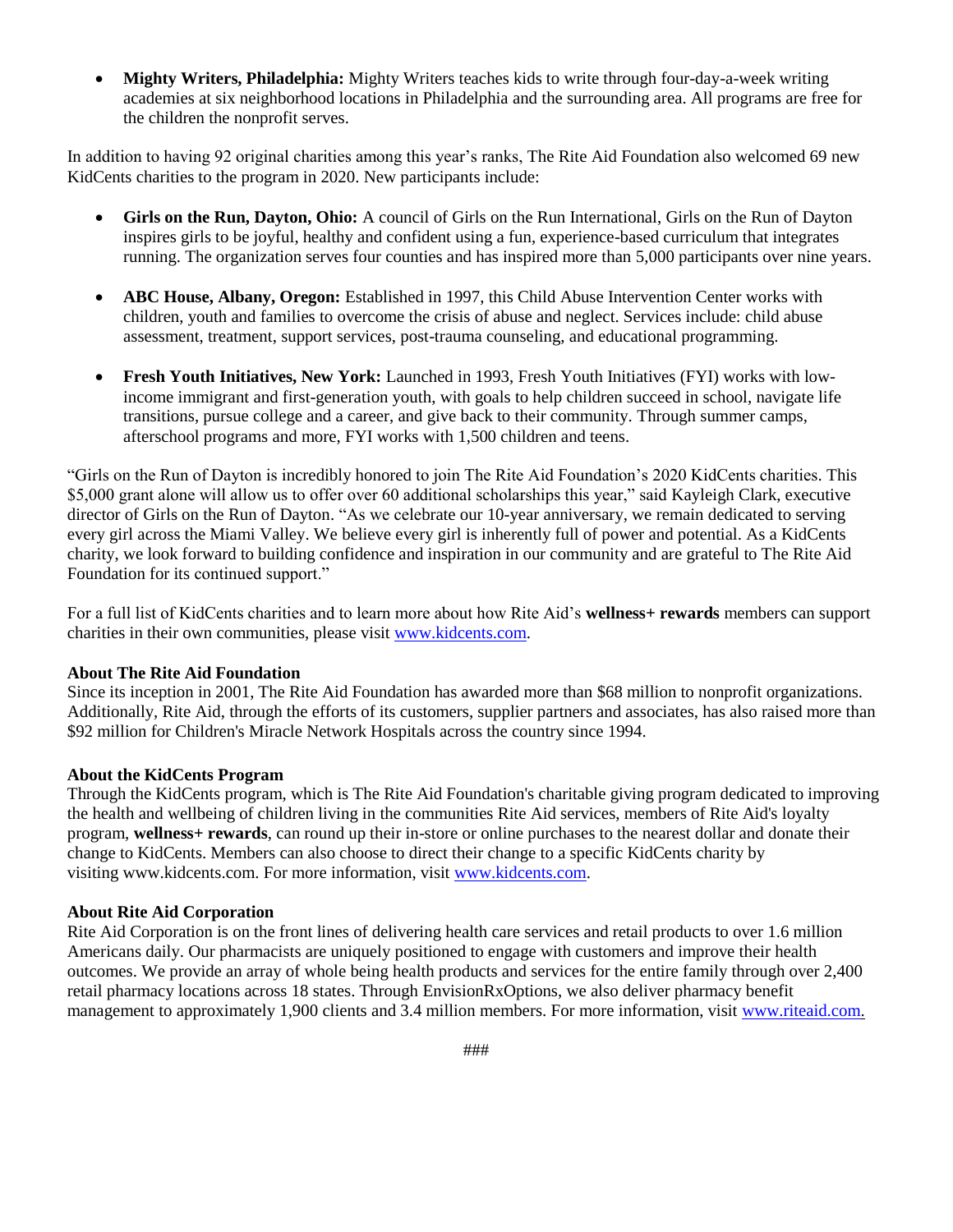- **Mighty Writers, Philadelphia:** Mighty Writers teaches kids to write through four-day-a-week writing academies at six neighborhood locations in Philadelphia and the surrounding area. All programs are free for the children the nonprofit serves.

In addition to having 92 original charities among this year's ranks, The Rite Aid Foundation also welcomed 69 new KidCents charities to the program in 2020. New participants include:

- **Girls on the Run, Dayton, Ohio:** A council of Girls on the Run International, Girls on the Run of Dayton inspires girls to be joyful, healthy and confident using a fun, experience-based curriculum that integrates running. The organization serves four counties and has inspired more than 5,000 participants over nine years.

- **ABC House, Albany, Oregon:** Established in 1997, this Child Abuse Intervention Center works with children, youth and families to overcome the crisis of abuse and neglect. Services include: child abuse assessment, treatment, support services, post-trauma counseling, and educational programming.

- **Fresh Youth Initiatives, New York:** Launched in 1993, Fresh Youth Initiatives (FYI) works with low-income immigrant and first-generation youth, with goals to help children succeed in school, navigate life transitions, pursue college and a career, and give back to their community. Through summer camps, afterschool programs and more, FYI works with 1,500 children and teens.

"Girls on the Run of Dayton is incredibly honored to join The Rite Aid Foundation's 2020 KidCents charities. This $5,000 grant alone will allow us to offer over 60 additional scholarships this year," said Kayleigh Clark, executive director of Girls on the Run of Dayton. "As we celebrate our 10-year anniversary, we remain dedicated to serving every girl across the Miami Valley. We believe every girl is inherently full of power and potential. As a KidCents charity, we look forward to building confidence and inspiration in our community and are grateful to The Rite Aid Foundation for its continued support."

For a full list of KidCents charities and to learn more about how Rite Aid's **wellness+ rewards** members can support charities in their own communities, please visit [www.kidcents.com](www.kidcents.com).

**About The Rite Aid Foundation**

Since its inception in 2001, The Rite Aid Foundation has awarded more than $68 million to nonprofit organizations. Additionally, Rite Aid, through the efforts of its customers, supplier partners and associates, has also raised more than $92 million for Children's Miracle Network Hospitals across the country since 1994.

**About the KidCents Program**

Through the KidCents program, which is The Rite Aid Foundation's charitable giving program dedicated to improving the health and wellbeing of children living in the communities Rite Aid services, members of Rite Aid's loyalty program, **wellness+ rewards**, can round up their in-store or online purchases to the nearest dollar and donate their change to KidCents. Members can also choose to direct their change to a specific KidCents charity by visiting www.kidcents.com. For more information, visit [www.kidcents.com](www.kidcents.com).

**About Rite Aid Corporation**

Rite Aid Corporation is on the front lines of delivering health care services and retail products to over 1.6 million Americans daily. Our pharmacists are uniquely positioned to engage with customers and improve their health outcomes. We provide an array of whole being health products and services for the entire family through over 2,400 retail pharmacy locations across 18 states. Through EnvisionRxOptions, we also deliver pharmacy benefit management to approximately 1,900 clients and 3.4 million members. For more information, visit [www.riteaid.com.](www.riteaid.com)

###